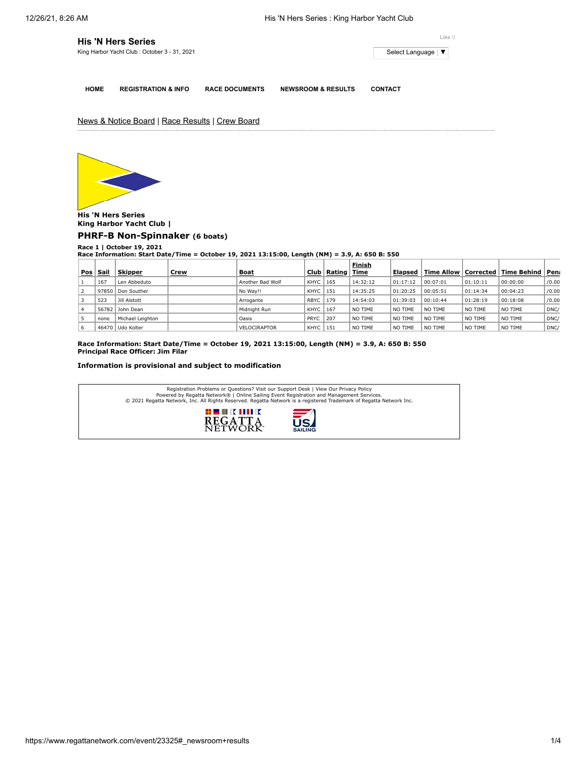# His 'N Hers Series

King Harbor Yacht Club : October 3 - 31, 2021

Like 0

Select Language ▼

HOME | REGISTRATION & INFO | RACE DOCUMENTS | NEWSROOM & RESULTS | CONTACT

News & Notice Board | Race Results | Crew Board

**His 'N Hers Series**
**King Harbor Yacht Club |**

## PHRF-B Non-Spinnaker (6 boats)

**Race 1 | October 19, 2021**
**Race Information: Start Date/Time = October 19, 2021 13:15:00, Length (NM) = 3.9, A: 650 B: 550**

| Pos | Sail | Skipper | Crew | Boat | Club | Rating | Finish Time | Elapsed | Time Allow | Corrected | Time Behind | Pena |
|---|---|---|---|---|---|---|---|---|---|---|---|---|
| 1 | 167 | Len Abbeduto | | Another Bad Wolf | KHYC | 165 | 14:32:12 | 01:17:12 | 00:07:01 | 01:10:11 | 00:00:00 | /0.00 |
| 2 | 97850 | Don Souther | | No Way!! | KHYC | 151 | 14:35:25 | 01:20:25 | 00:05:51 | 01:14:34 | 00:04:23 | /0.00 |
| 3 | 523 | Jill Alstott | | Arrogante | RBYC | 179 | 14:54:03 | 01:39:03 | 00:10:44 | 01:28:19 | 00:18:08 | /0.00 |
| 4 | 56782 | John Dean | | Midnight Run | KHYC | 167 | NO TIME | NO TIME | NO TIME | NO TIME | NO TIME | DNC/ |
| 5 | none | Michael Leighton | | Oasis | PRYC | 207 | NO TIME | NO TIME | NO TIME | NO TIME | NO TIME | DNC/ |
| 6 | 46470 | Udo Kolter | | VELOCIRAPTOR | KHYC | 151 | NO TIME | NO TIME | NO TIME | NO TIME | NO TIME | DNC/ |

**Race Information: Start Date/Time = October 19, 2021 13:15:00, Length (NM) = 3.9, A: 650 B: 550**
**Principal Race Officer: Jim Filar**

**Information is provisional and subject to modification**

Registration Problems or Questions? Visit our Support Desk | View Our Privacy Policy
Powered by Regatta Network® | Online Sailing Event Registration and Management Services.
© 2021 Regatta Network, Inc. All Rights Reserved. Regatta Network is a registered Trademark of Regatta Network Inc.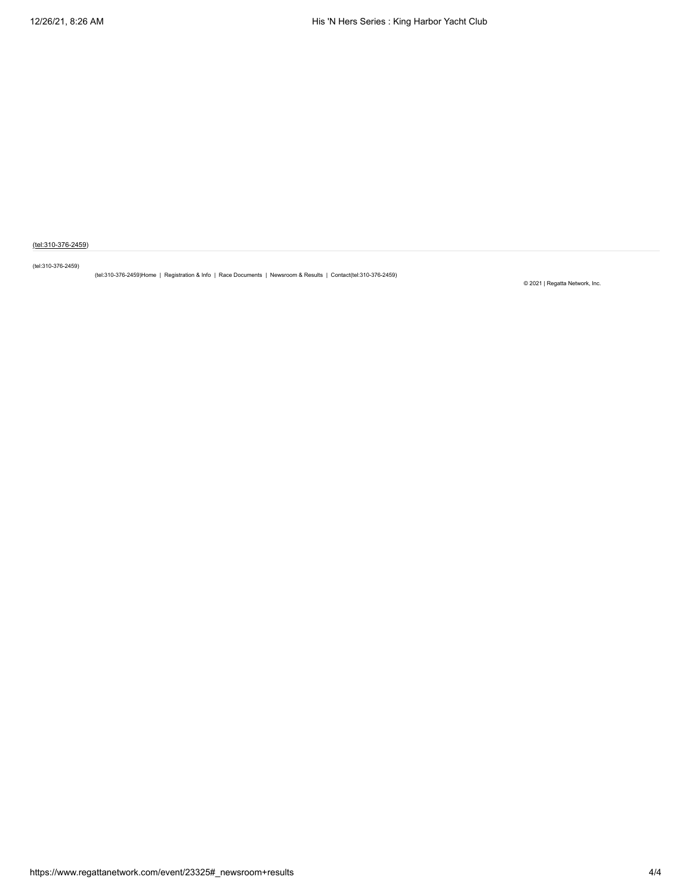(tel:310-376-2459)

(tel:310-376-2459)

(tel:310-376-2459)Home | Registration & Info | Race Documents | Newsroom & Results | Contact(tel:310-376-2459)

© 2021 | Regatta Network, Inc.